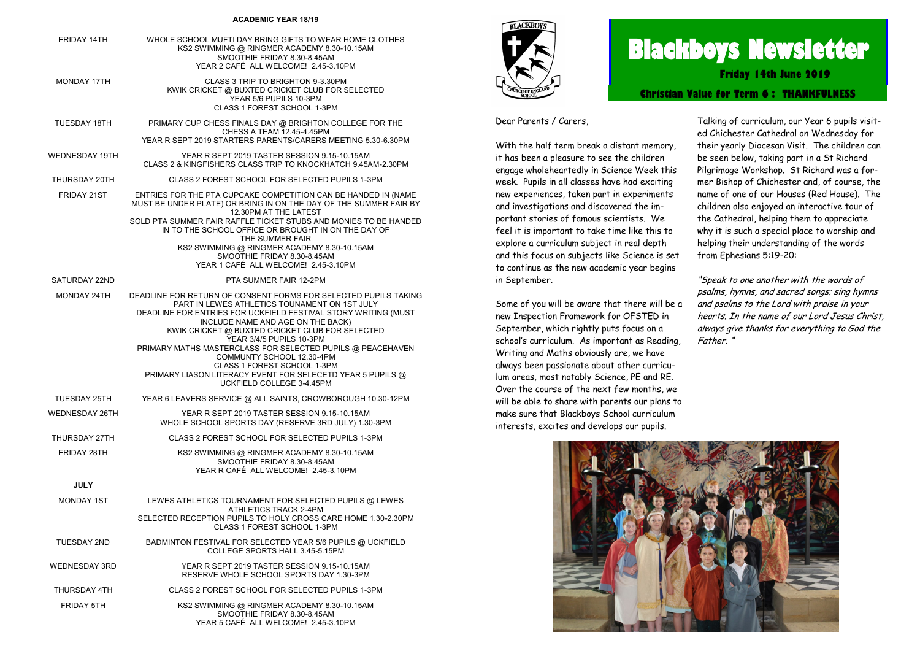# Blackboys Newsletter

**Friday 14th June 2019**

**Christian Value for Term 6 : THANKFULNESS**

Dear Parents / Carers,

With the half term break a distant memory, it has been a pleasure to see the children engage wholeheartedly in Science Week this week. Pupils in all classes have had exciting new experiences, taken part in experiments and investigations and discovered the important stories of famous scientists. We feel it is important to take time like this to explore a curriculum subject in real depth and this focus on subjects like Science is set to continue as the new academic year begins in September.

Some of you will be aware that there will be a new Inspection Framework for OFSTED in September, which rightly puts focus on a school's curriculum. As important as Reading, Writing and Maths obviously are, we have always been passionate about other curriculum areas, most notably Science, PE and RE. Over the course of the next few months, we will be able to share with parents our plans to make sure that Blackboys School curriculum interests, excites and develops our pupils.

Talking of curriculum, our Year 6 pupils visited Chichester Cathedral on Wednesday for their yearly Diocesan Visit. The children can be seen below, taking part in a St Richard Pilgrimage Workshop. St Richard was a former Bishop of Chichester and, of course, the name of one of our Houses (Red House). The children also enjoyed an interactive tour of the Cathedral, helping them to appreciate why it is such a special place to worship and helping their understanding of the words from Ephesians 5:19-20:

*"Speak to one another with the words of psalms, hymns, and sacred songs; sing hymns and psalms to the Lord with praise in your hearts. In the name of our Lord Jesus Christ, always give thanks for everything to God the Father. "*

## ACADEMIC YEAR 18/19

| | |
|---|---|
| FRIDAY 14TH | WHOLE SCHOOL MUFTI DAY BRING GIFTS TO WEAR HOME CLOTHES<br>KS2 SWIMMING @ RINGMER ACADEMY 8.30-10.15AM<br>SMOOTHIE FRIDAY 8.30-8.45AM<br>YEAR 2 CAFÉ ALL WELCOME! 2.45-3.10PM |
| MONDAY 17TH | CLASS 3 TRIP TO BRIGHTON 9-3.30PM<br>KWIK CRICKET @ BUXTED CRICKET CLUB FOR SELECTED YEAR 5/6 PUPILS 10-3PM<br>CLASS 1 FOREST SCHOOL 1-3PM |
| TUESDAY 18TH | PRIMARY CUP CHESS FINALS DAY @ BRIGHTON COLLEGE FOR THE CHESS A TEAM 12.45-4.45PM<br>YEAR R SEPT 2019 STARTERS PARENTS/CARERS MEETING 5.30-6.30PM |
| WEDNESDAY 19TH | YEAR R SEPT 2019 TASTER SESSION 9.15-10.15AM<br>CLASS 2 & KINGFISHERS CLASS TRIP TO KNOCKHATCH 9.45AM-2.30PM |
| THURSDAY 20TH | CLASS 2 FOREST SCHOOL FOR SELECTED PUPILS 1-3PM |
| FRIDAY 21ST | ENTRIES FOR THE PTA CUPCAKE COMPETITION CAN BE HANDED IN (NAME MUST BE UNDER PLATE) OR BRING IN ON THE DAY OF THE SUMMER FAIR BY 12.30PM AT THE LATEST<br>SOLD PTA SUMMER FAIR RAFFLE TICKET STUBS AND MONIES TO BE HANDED IN TO THE SCHOOL OFFICE OR BROUGHT IN ON THE DAY OF THE SUMMER FAIR<br>KS2 SWIMMING @ RINGMER ACADEMY 8.30-10.15AM<br>SMOOTHIE FRIDAY 8.30-8.45AM<br>YEAR 1 CAFÉ ALL WELCOME! 2.45-3.10PM |
| SATURDAY 22ND | PTA SUMMER FAIR 12-2PM |
| MONDAY 24TH | DEADLINE FOR RETURN OF CONSENT FORMS FOR SELECTED PUPILS TAKING PART IN LEWES ATHLETICS TOUNAMENT ON 1ST JULY<br>DEADLINE FOR ENTRIES FOR UCKFIELD FESTIVAL STORY WRITING (MUST INCLUDE NAME AND AGE ON THE BACK)<br>KWIK CRICKET @ BUXTED CRICKET CLUB FOR SELECTED YEAR 3/4/5 PUPILS 10-3PM<br>PRIMARY MATHS MASTERCLASS FOR SELECTED PUPILS @ PEACEHAVEN COMMUNTY SCHOOL 12.30-4PM<br>CLASS 1 FOREST SCHOOL 1-3PM<br>PRIMARY LIASON LITERACY EVENT FOR SELECETD YEAR 5 PUPILS @ UCKFIELD COLLEGE 3-4.45PM |
| TUESDAY 25TH | YEAR 6 LEAVERS SERVICE @ ALL SAINTS, CROWBOROUGH 10.30-12PM |
| WEDNESDAY 26TH | YEAR R SEPT 2019 TASTER SESSION 9.15-10.15AM<br>WHOLE SCHOOL SPORTS DAY (RESERVE 3RD JULY) 1.30-3PM |
| THURSDAY 27TH | CLASS 2 FOREST SCHOOL FOR SELECTED PUPILS 1-3PM |
| FRIDAY 28TH | KS2 SWIMMING @ RINGMER ACADEMY 8.30-10.15AM<br>SMOOTHIE FRIDAY 8.30-8.45AM<br>YEAR R CAFÉ ALL WELCOME! 2.45-3.10PM |
| **JULY** | |
| MONDAY 1ST | LEWES ATHLETICS TOURNAMENT FOR SELECTED PUPILS @ LEWES ATHLETICS TRACK 2-4PM<br>SELECTED RECEPTION PUPILS TO HOLY CROSS CARE HOME 1.30-2.30PM<br>CLASS 1 FOREST SCHOOL 1-3PM |
| TUESDAY 2ND | BADMINTON FESTIVAL FOR SELECTED YEAR 5/6 PUPILS @ UCKFIELD COLLEGE SPORTS HALL 3.45-5.15PM |
| WEDNESDAY 3RD | YEAR R SEPT 2019 TASTER SESSION 9.15-10.15AM<br>RESERVE WHOLE SCHOOL SPORTS DAY 1.30-3PM |
| THURSDAY 4TH | CLASS 2 FOREST SCHOOL FOR SELECTED PUPILS 1-3PM |
| FRIDAY 5TH | KS2 SWIMMING @ RINGMER ACADEMY 8.30-10.15AM<br>SMOOTHIE FRIDAY 8.30-8.45AM<br>YEAR 5 CAFÉ ALL WELCOME! 2.45-3.10PM |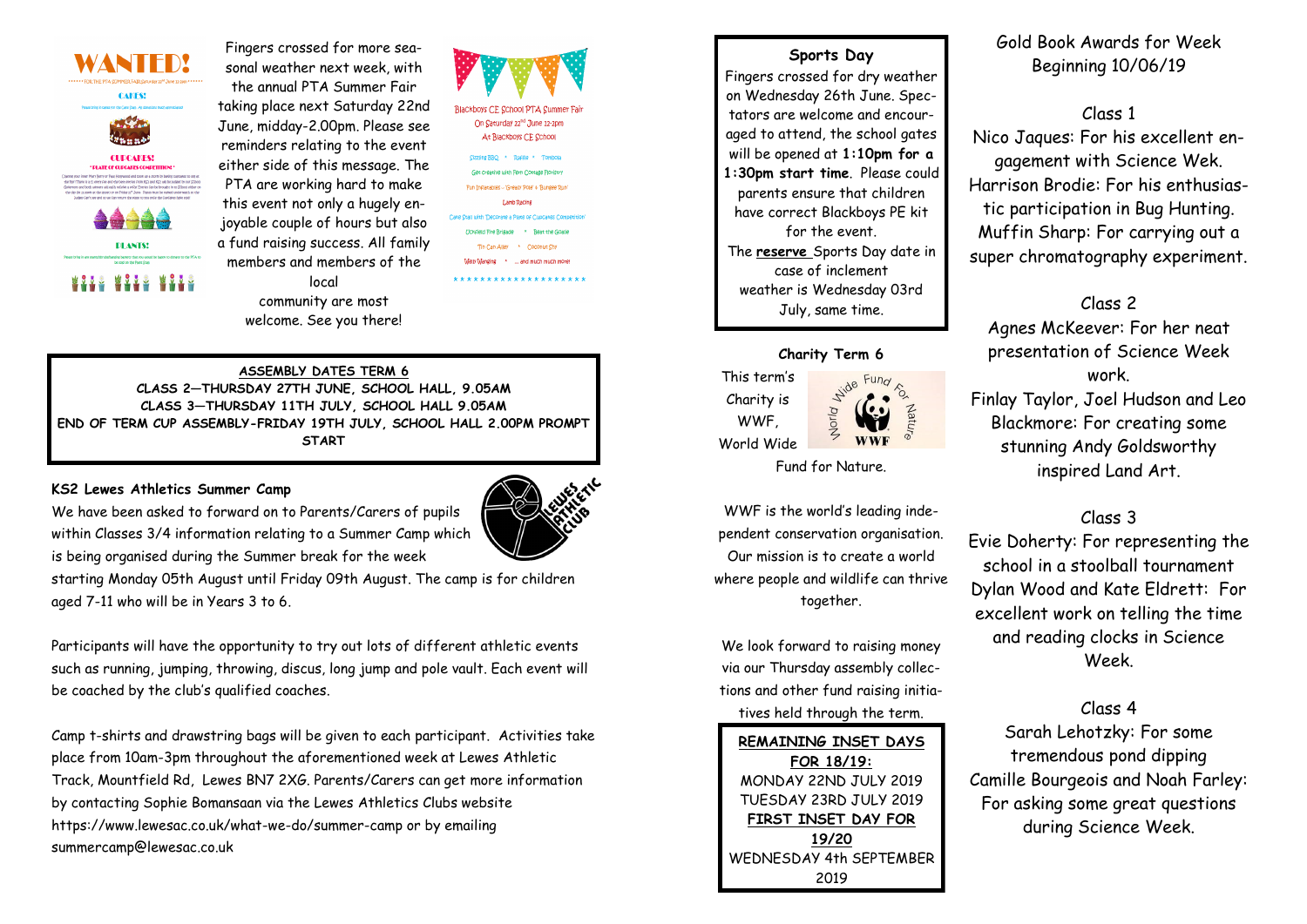WANTED!

FOR THE PTA SUMMER FAIR

CAKES!

CUPCAKES!

"PLATE OF CUPCAKES COMPETITION"

PLANTS!

Fingers crossed for more seasonal weather next week, with the annual PTA Summer Fair taking place next Saturday 22nd June, midday-2.00pm. Please see reminders relating to the event either side of this message. The PTA are working hard to make this event not only a hugely enjoyable couple of hours but also a fund raising success. All family members and members of the local community are most welcome. See you there!

Blackboys CE School PTA Summer Fair

On Saturday 22nd June 12-2pm

At Blackboys CE School

Sizzling BBQ • Raffle • Tombola

Get creative with Fern Cottage Pottery

Fun Inflatables - 'Gravity Pole' & 'Bungee Run'

Lamb Racing

Cake Stall with 'Decorate a Plate of Cupcakes Competition'

Drench the Brigade • Beat the Goalie

Tin Can Alley • Coconut Shy

Welly Wanging • ... and much much more!

## ASSEMBLY DATES TERM 6

**CLASS 2—THURSDAY 27TH JUNE, SCHOOL HALL, 9.05AM**

**CLASS 3—THURSDAY 11TH JULY, SCHOOL HALL 9.05AM**

**END OF TERM CUP ASSEMBLY-FRIDAY 19TH JULY, SCHOOL HALL 2.00PM PROMPT START**

### KS2 Lewes Athletics Summer Camp

We have been asked to forward on to Parents/Carers of pupils within Classes 3/4 information relating to a Summer Camp which is being organised during the Summer break for the week starting Monday 05th August until Friday 09th August. The camp is for children aged 7-11 who will be in Years 3 to 6.

Participants will have the opportunity to try out lots of different athletic events such as running, jumping, throwing, discus, long jump and pole vault. Each event will be coached by the club's qualified coaches.

Camp t-shirts and drawstring bags will be given to each participant. Activities take place from 10am-3pm throughout the aforementioned week at Lewes Athletic Track, Mountfield Rd, Lewes BN7 2XG. Parents/Carers can get more information by contacting Sophie Bomansaan via the Lewes Athletics Clubs website https://www.lewesac.co.uk/what-we-do/summer-camp or by emailing summercamp@lewesac.co.uk

### Sports Day

Fingers crossed for dry weather on Wednesday 26th June. Spectators are welcome and encouraged to attend, the school gates will be opened at **1:10pm for a 1:30pm start time**. Please could parents ensure that children have correct Blackboys PE kit for the event.

The **reserve** Sports Day date in case of inclement weather is Wednesday 03rd July, same time.

### Charity Term 6

This term's Charity is WWF, World Wide Fund for Nature.

WWF is the world's leading independent conservation organisation. Our mission is to create a world where people and wildlife can thrive together.

We look forward to raising money via our Thursday assembly collections and other fund raising initiatives held through the term.

**REMAINING INSET DAYS FOR 18/19:**

MONDAY 22ND JULY 2019

TUESDAY 23RD JULY 2019

**FIRST INSET DAY FOR 19/20**

WEDNESDAY 4th SEPTEMBER 2019

## Gold Book Awards for Week Beginning 10/06/19

### Class 1

Nico Jaques: For his excellent engagement with Science Wek.

Harrison Brodie: For his enthusiastic participation in Bug Hunting.

Muffin Sharp: For carrying out a super chromatography experiment.

### Class 2

Agnes McKeever: For her neat presentation of Science Week work.

Finlay Taylor, Joel Hudson and Leo Blackmore: For creating some stunning Andy Goldsworthy inspired Land Art.

### Class 3

Evie Doherty: For representing the school in a stoolball tournament

Dylan Wood and Kate Eldrett: For excellent work on telling the time and reading clocks in Science Week.

### Class 4

Sarah Lehotzky: For some tremendous pond dipping

Camille Bourgeois and Noah Farley: For asking some great questions during Science Week.